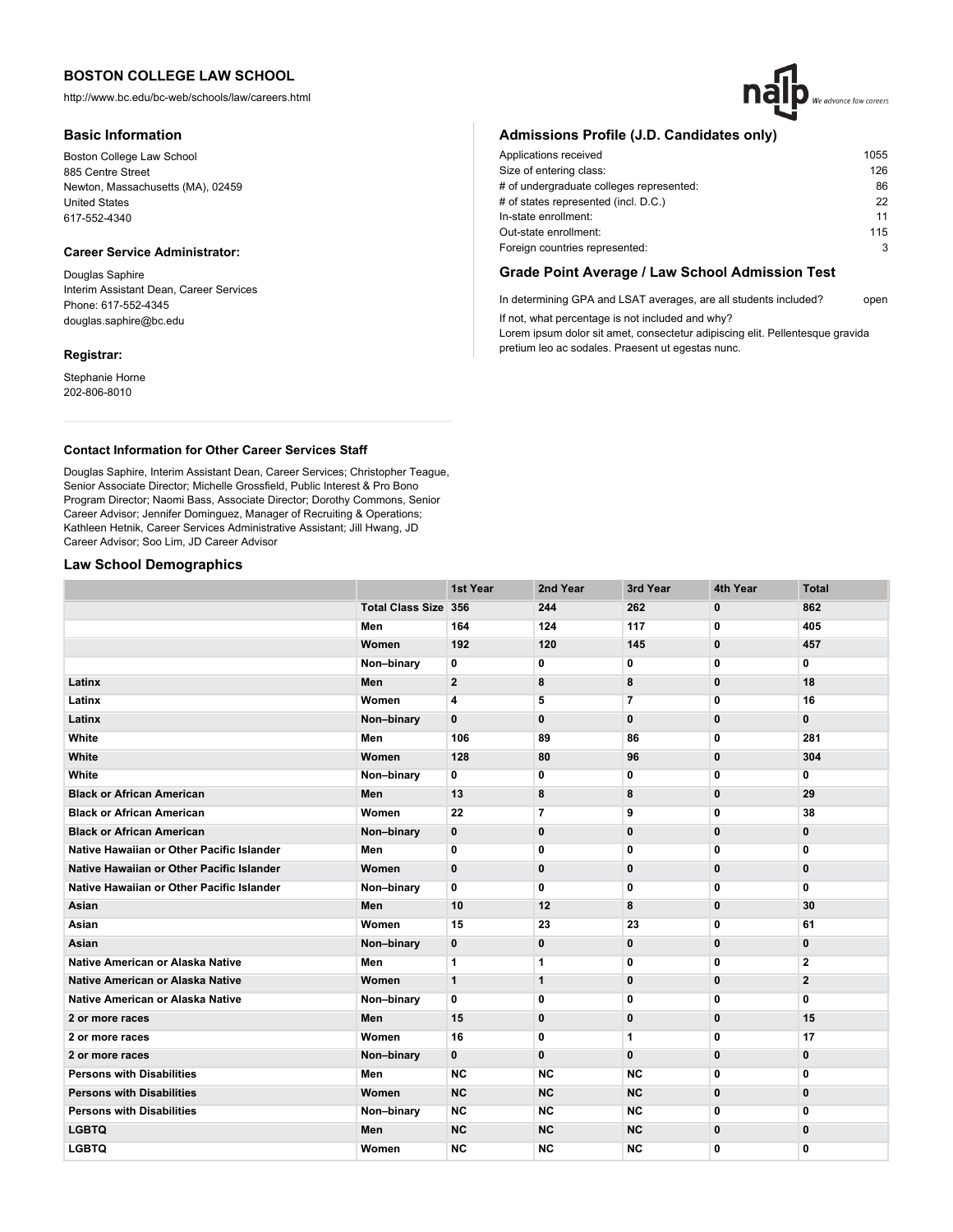# BOSTON COLLEGE LAW SCHOOL

http://www.bc.edu/bc-web/schools/law/careers.html

## Basic Information

Boston College Law School
885 Centre Street
Newton, Massachusetts (MA), 02459
United States
617-552-4340

### Career Service Administrator:

Douglas Saphire
Interim Assistant Dean, Career Services
Phone: 617-552-4345
douglas.saphire@bc.edu

### Registrar:

Stephanie Horne
202-806-8010

### Contact Information for Other Career Services Staff

Douglas Saphire, Interim Assistant Dean, Career Services; Christopher Teague, Senior Associate Director; Michelle Grossfield, Public Interest & Pro Bono Program Director; Naomi Bass, Associate Director; Dorothy Commons, Senior Career Advisor; Jennifer Dominguez, Manager of Recruiting & Operations; Kathleen Hetnik, Career Services Administrative Assistant; Jill Hwang, JD Career Advisor; Soo Lim, JD Career Advisor

## Admissions Profile (J.D. Candidates only)

| | |
|---|---|
| Applications received | 1055 |
| Size of entering class: | 126 |
| # of undergraduate colleges represented: | 86 |
| # of states represented (incl. D.C.) | 22 |
| In-state enrollment: | 11 |
| Out-state enrollment: | 115 |
| Foreign countries represented: | 3 |

## Grade Point Average / Law School Admission Test

In determining GPA and LSAT averages, are all students included? open

If not, what percentage is not included and why?
Lorem ipsum dolor sit amet, consectetur adipiscing elit. Pellentesque gravida pretium leo ac sodales. Praesent ut egestas nunc.

## Law School Demographics

| | | 1st Year | 2nd Year | 3rd Year | 4th Year | Total |
|---|---|---|---|---|---|---|
| | Total Class Size | 356 | 244 | 262 | 0 | 862 |
| | Men | 164 | 124 | 117 | 0 | 405 |
| | Women | 192 | 120 | 145 | 0 | 457 |
| | Non–binary | 0 | 0 | 0 | 0 | 0 |
| Latinx | Men | 2 | 8 | 8 | 0 | 18 |
| Latinx | Women | 4 | 5 | 7 | 0 | 16 |
| Latinx | Non–binary | 0 | 0 | 0 | 0 | 0 |
| White | Men | 106 | 89 | 86 | 0 | 281 |
| White | Women | 128 | 80 | 96 | 0 | 304 |
| White | Non–binary | 0 | 0 | 0 | 0 | 0 |
| Black or African American | Men | 13 | 8 | 8 | 0 | 29 |
| Black or African American | Women | 22 | 7 | 9 | 0 | 38 |
| Black or African American | Non–binary | 0 | 0 | 0 | 0 | 0 |
| Native Hawaiian or Other Pacific Islander | Men | 0 | 0 | 0 | 0 | 0 |
| Native Hawaiian or Other Pacific Islander | Women | 0 | 0 | 0 | 0 | 0 |
| Native Hawaiian or Other Pacific Islander | Non–binary | 0 | 0 | 0 | 0 | 0 |
| Asian | Men | 10 | 12 | 8 | 0 | 30 |
| Asian | Women | 15 | 23 | 23 | 0 | 61 |
| Asian | Non–binary | 0 | 0 | 0 | 0 | 0 |
| Native American or Alaska Native | Men | 1 | 1 | 0 | 0 | 2 |
| Native American or Alaska Native | Women | 1 | 1 | 0 | 0 | 2 |
| Native American or Alaska Native | Non–binary | 0 | 0 | 0 | 0 | 0 |
| 2 or more races | Men | 15 | 0 | 0 | 0 | 15 |
| 2 or more races | Women | 16 | 0 | 1 | 0 | 17 |
| 2 or more races | Non–binary | 0 | 0 | 0 | 0 | 0 |
| Persons with Disabilities | Men | NC | NC | NC | 0 | 0 |
| Persons with Disabilities | Women | NC | NC | NC | 0 | 0 |
| Persons with Disabilities | Non–binary | NC | NC | NC | 0 | 0 |
| LGBTQ | Men | NC | NC | NC | 0 | 0 |
| LGBTQ | Women | NC | NC | NC | 0 | 0 |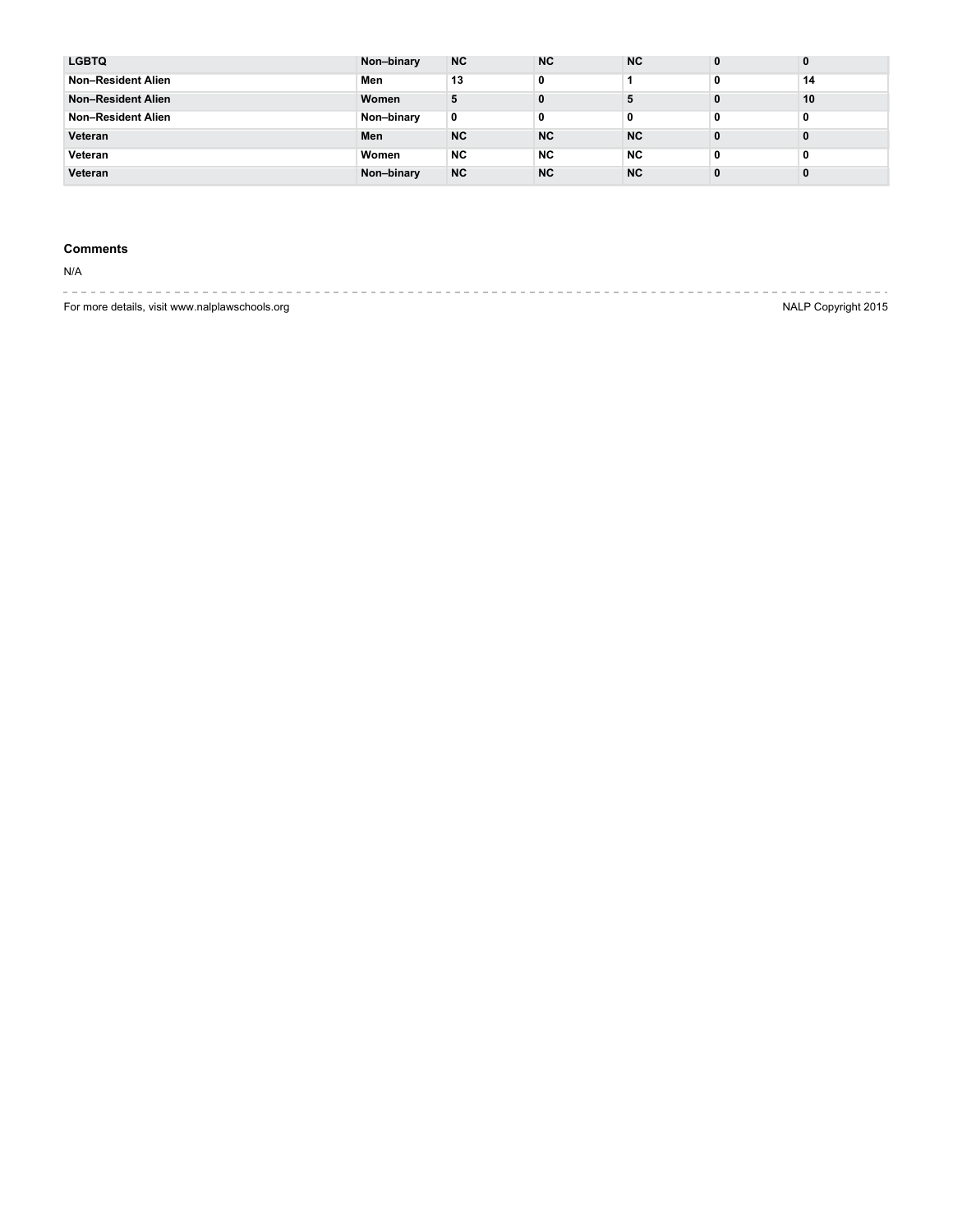| | | | | | | |
|---|---|---|---|---|---|---|
| LGBTQ | Non–binary | NC | NC | NC | 0 | 0 |
| Non–Resident Alien | Men | 13 | 0 | 1 | 0 | 14 |
| Non–Resident Alien | Women | 5 | 0 | 5 | 0 | 10 |
| Non–Resident Alien | Non–binary | 0 | 0 | 0 | 0 | 0 |
| Veteran | Men | NC | NC | NC | 0 | 0 |
| Veteran | Women | NC | NC | NC | 0 | 0 |
| Veteran | Non–binary | NC | NC | NC | 0 | 0 |

### Comments

N/A

For more details, visit www.nalplawschools.org

NALP Copyright 2015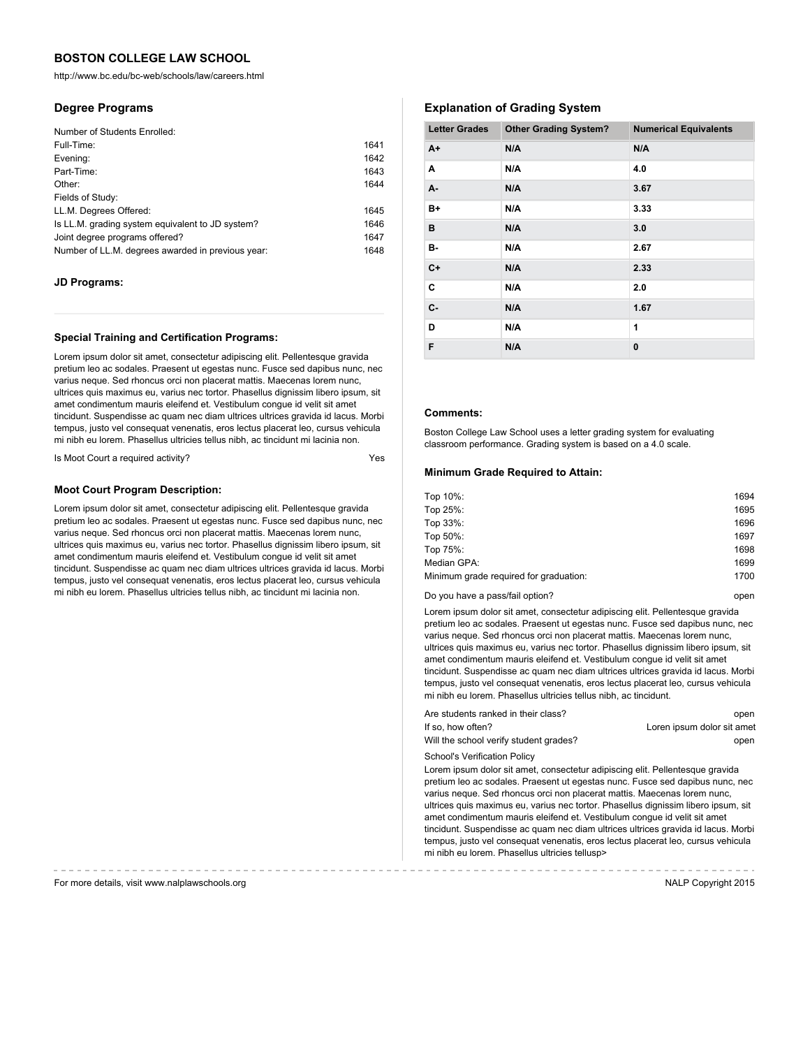## BOSTON COLLEGE LAW SCHOOL

http://www.bc.edu/bc-web/schools/law/careers.html

### Degree Programs

Number of Students Enrolled:

| | |
|---|---|
| Full-Time: | 1641 |
| Evening: | 1642 |
| Part-Time: | 1643 |
| Other: | 1644 |

Fields of Study:

| | |
|---|---|
| LL.M. Degrees Offered: | 1645 |
| Is LL.M. grading system equivalent to JD system? | 1646 |
| Joint degree programs offered? | 1647 |
| Number of LL.M. degrees awarded in previous year: | 1648 |

#### JD Programs:

#### Special Training and Certification Programs:

Lorem ipsum dolor sit amet, consectetur adipiscing elit. Pellentesque gravida pretium leo ac sodales. Praesent ut egestas nunc. Fusce sed dapibus nunc, nec varius neque. Sed rhoncus orci non placerat mattis. Maecenas lorem nunc, ultrices quis maximus eu, varius nec tortor. Phasellus dignissim libero ipsum, sit amet condimentum mauris eleifend et. Vestibulum congue id velit sit amet tincidunt. Suspendisse ac quam nec diam ultrices ultrices gravida id lacus. Morbi tempus, justo vel consequat venenatis, eros lectus placerat leo, cursus vehicula mi nibh eu lorem. Phasellus ultricies tellus nibh, ac tincidunt mi lacinia non.

Is Moot Court a required activity? Yes

#### Moot Court Program Description:

Lorem ipsum dolor sit amet, consectetur adipiscing elit. Pellentesque gravida pretium leo ac sodales. Praesent ut egestas nunc. Fusce sed dapibus nunc, nec varius neque. Sed rhoncus orci non placerat mattis. Maecenas lorem nunc, ultrices quis maximus eu, varius nec tortor. Phasellus dignissim libero ipsum, sit amet condimentum mauris eleifend et. Vestibulum congue id velit sit amet tincidunt. Suspendisse ac quam nec diam ultrices ultrices gravida id lacus. Morbi tempus, justo vel consequat venenatis, eros lectus placerat leo, cursus vehicula mi nibh eu lorem. Phasellus ultricies tellus nibh, ac tincidunt mi lacinia non.

### Explanation of Grading System

| Letter Grades | Other Grading System? | Numerical Equivalents |
|---|---|---|
| A+ | N/A | N/A |
| A | N/A | 4.0 |
| A- | N/A | 3.67 |
| B+ | N/A | 3.33 |
| B | N/A | 3.0 |
| B- | N/A | 2.67 |
| C+ | N/A | 2.33 |
| C | N/A | 2.0 |
| C- | N/A | 1.67 |
| D | N/A | 1 |
| F | N/A | 0 |

#### Comments:

Boston College Law School uses a letter grading system for evaluating classroom performance. Grading system is based on a 4.0 scale.

#### Minimum Grade Required to Attain:

| | |
|---|---|
| Top 10%: | 1694 |
| Top 25%: | 1695 |
| Top 33%: | 1696 |
| Top 50%: | 1697 |
| Top 75%: | 1698 |
| Median GPA: | 1699 |
| Minimum grade required for graduation: | 1700 |

Do you have a pass/fail option? open

Lorem ipsum dolor sit amet, consectetur adipiscing elit. Pellentesque gravida pretium leo ac sodales. Praesent ut egestas nunc. Fusce sed dapibus nunc, nec varius neque. Sed rhoncus orci non placerat mattis. Maecenas lorem nunc, ultrices quis maximus eu, varius nec tortor. Phasellus dignissim libero ipsum, sit amet condimentum mauris eleifend et. Vestibulum congue id velit sit amet tincidunt. Suspendisse ac quam nec diam ultrices ultrices gravida id lacus. Morbi tempus, justo vel consequat venenatis, eros lectus placerat leo, cursus vehicula mi nibh eu lorem. Phasellus ultricies tellus nibh, ac tincidunt.

| | |
|---|---|
| Are students ranked in their class? | open |
| If so, how often? | Loren ipsum dolor sit amet |
| Will the school verify student grades? | open |

School's Verification Policy

Lorem ipsum dolor sit amet, consectetur adipiscing elit. Pellentesque gravida pretium leo ac sodales. Praesent ut egestas nunc. Fusce sed dapibus nunc, nec varius neque. Sed rhoncus orci non placerat mattis. Maecenas lorem nunc, ultrices quis maximus eu, varius nec tortor. Phasellus dignissim libero ipsum, sit amet condimentum mauris eleifend et. Vestibulum congue id velit sit amet tincidunt. Suspendisse ac quam nec diam ultrices ultrices gravida id lacus. Morbi tempus, justo vel consequat venenatis, eros lectus placerat leo, cursus vehicula mi nibh eu lorem. Phasellus ultricies tellusp>

For more details, visit www.nalplawschools.org

NALP Copyright 2015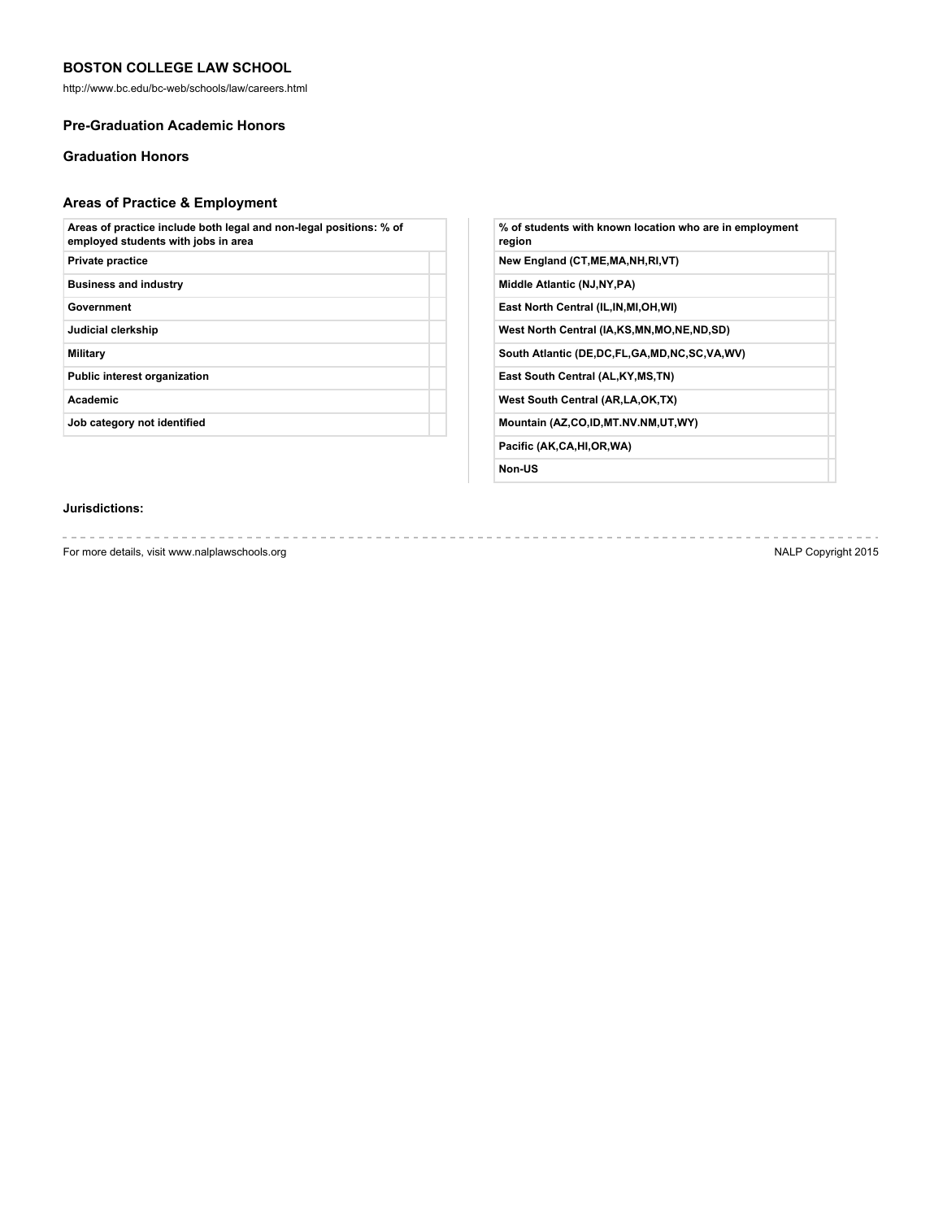## BOSTON COLLEGE LAW SCHOOL

http://www.bc.edu/bc-web/schools/law/careers.html

### Pre-Graduation Academic Honors

### Graduation Honors

### Areas of Practice & Employment

| Areas of practice include both legal and non-legal positions: % of employed students with jobs in area | |
|---|---|
| Private practice | |
| Business and industry | |
| Government | |
| Judicial clerkship | |
| Military | |
| Public interest organization | |
| Academic | |
| Job category not identified | |

| % of students with known location who are in employment region | |
|---|---|
| New England (CT,ME,MA,NH,RI,VT) | |
| Middle Atlantic (NJ,NY,PA) | |
| East North Central (IL,IN,MI,OH,WI) | |
| West North Central (IA,KS,MN,MO,NE,ND,SD) | |
| South Atlantic (DE,DC,FL,GA,MD,NC,SC,VA,WV) | |
| East South Central (AL,KY,MS,TN) | |
| West South Central (AR,LA,OK,TX) | |
| Mountain (AZ,CO,ID,MT.NV.NM,UT,WY) | |
| Pacific (AK,CA,HI,OR,WA) | |
| Non-US | |

**Jurisdictions:**

For more details, visit www.nalplawschools.org

NALP Copyright 2015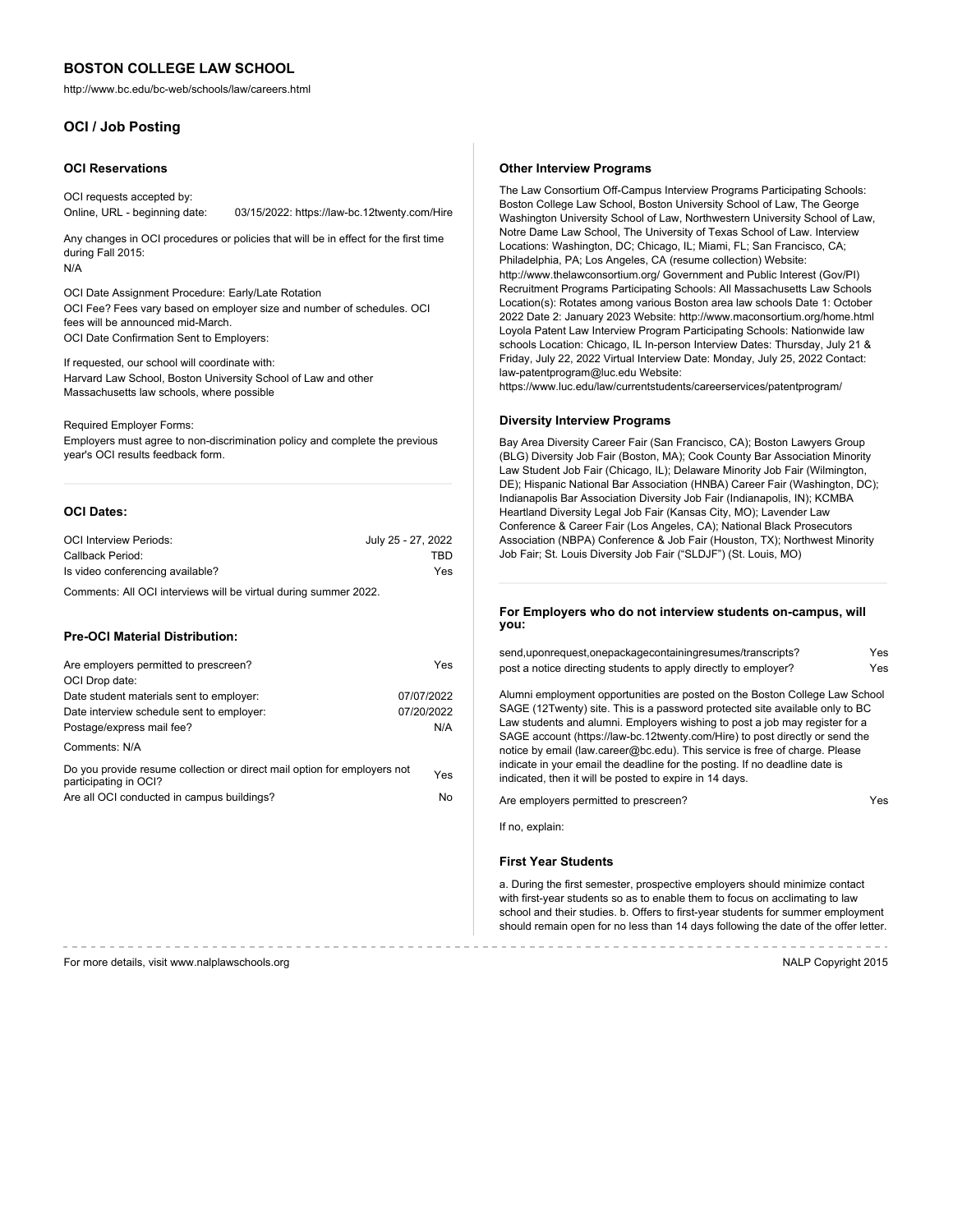# BOSTON COLLEGE LAW SCHOOL

http://www.bc.edu/bc-web/schools/law/careers.html

## OCI / Job Posting

### OCI Reservations

OCI requests accepted by:

Online, URL - beginning date: 03/15/2022: https://law-bc.12twenty.com/Hire

Any changes in OCI procedures or policies that will be in effect for the first time during Fall 2015:
N/A

OCI Date Assignment Procedure: Early/Late Rotation

OCI Fee? Fees vary based on employer size and number of schedules. OCI fees will be announced mid-March.

OCI Date Confirmation Sent to Employers:

If requested, our school will coordinate with:
Harvard Law School, Boston University School of Law and other Massachusetts law schools, where possible

Required Employer Forms:
Employers must agree to non-discrimination policy and complete the previous year's OCI results feedback form.

### OCI Dates:

| | |
|---|---|
| OCI Interview Periods: | July 25 - 27, 2022 |
| Callback Period: | TBD |
| Is video conferencing available? | Yes |

Comments: All OCI interviews will be virtual during summer 2022.

### Pre-OCI Material Distribution:

| | |
|---|---|
| Are employers permitted to prescreen? | Yes |
| OCI Drop date: | |
| Date student materials sent to employer: | 07/07/2022 |
| Date interview schedule sent to employer: | 07/20/2022 |
| Postage/express mail fee? | N/A |

Comments: N/A

| | |
|---|---|
| Do you provide resume collection or direct mail option for employers not participating in OCI? | Yes |
| Are all OCI conducted in campus buildings? | No |

### Other Interview Programs

The Law Consortium Off-Campus Interview Programs Participating Schools: Boston College Law School, Boston University School of Law, The George Washington University School of Law, Northwestern University School of Law, Notre Dame Law School, The University of Texas School of Law. Interview Locations: Washington, DC; Chicago, IL; Miami, FL; San Francisco, CA; Philadelphia, PA; Los Angeles, CA (resume collection) Website: http://www.thelawconsortium.org/ Government and Public Interest (Gov/PI) Recruitment Programs Participating Schools: All Massachusetts Law Schools Location(s): Rotates among various Boston area law schools Date 1: October 2022 Date 2: January 2023 Website: http://www.maconsortium.org/home.html Loyola Patent Law Interview Program Participating Schools: Nationwide law schools Location: Chicago, IL In-person Interview Dates: Thursday, July 21 & Friday, July 22, 2022 Virtual Interview Date: Monday, July 25, 2022 Contact: law-patentprogram@luc.edu Website: https://www.luc.edu/law/currentstudents/careerservices/patentprogram/

### Diversity Interview Programs

Bay Area Diversity Career Fair (San Francisco, CA); Boston Lawyers Group (BLG) Diversity Job Fair (Boston, MA); Cook County Bar Association Minority Law Student Job Fair (Chicago, IL); Delaware Minority Job Fair (Wilmington, DE); Hispanic National Bar Association (HNBA) Career Fair (Washington, DC); Indianapolis Bar Association Diversity Job Fair (Indianapolis, IN); KCMBA Heartland Diversity Legal Job Fair (Kansas City, MO); Lavender Law Conference & Career Fair (Los Angeles, CA); National Black Prosecutors Association (NBPA) Conference & Job Fair (Houston, TX); Northwest Minority Job Fair; St. Louis Diversity Job Fair ("SLDJF") (St. Louis, MO)

### For Employers who do not interview students on-campus, will you:

| | |
|---|---|
| send,uponrequest,onepackagecontainingresumes/transcripts? | Yes |
| post a notice directing students to apply directly to employer? | Yes |

Alumni employment opportunities are posted on the Boston College Law School SAGE (12Twenty) site. This is a password protected site available only to BC Law students and alumni. Employers wishing to post a job may register for a SAGE account (https://law-bc.12twenty.com/Hire) to post directly or send the notice by email (law.career@bc.edu). This service is free of charge. Please indicate in your email the deadline for the posting. If no deadline date is indicated, then it will be posted to expire in 14 days.

| | |
|---|---|
| Are employers permitted to prescreen? | Yes |

If no, explain:

### First Year Students

a. During the first semester, prospective employers should minimize contact with first-year students so as to enable them to focus on acclimating to law school and their studies. b. Offers to first-year students for summer employment should remain open for no less than 14 days following the date of the offer letter.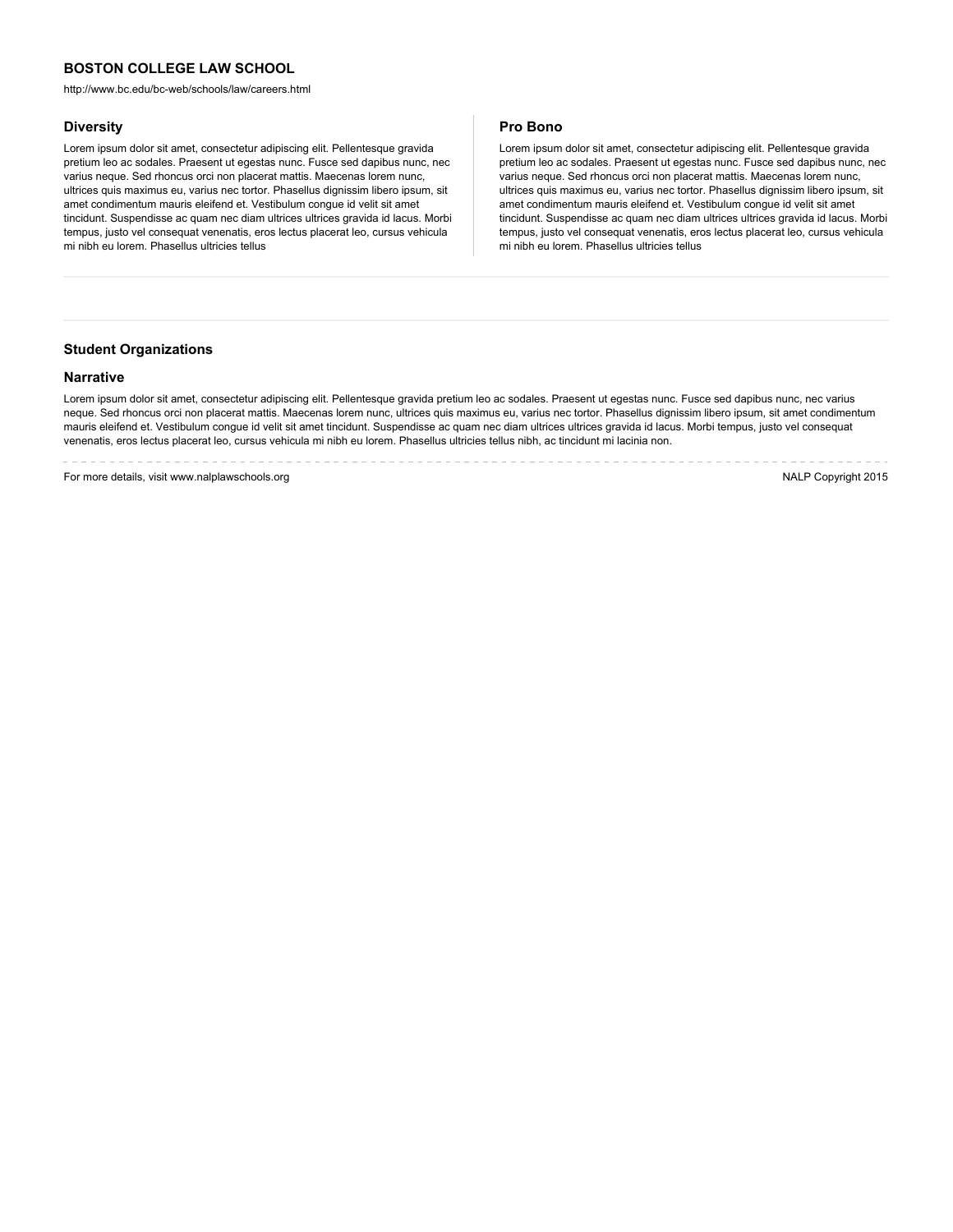# BOSTON COLLEGE LAW SCHOOL

http://www.bc.edu/bc-web/schools/law/careers.html

## Diversity

Lorem ipsum dolor sit amet, consectetur adipiscing elit. Pellentesque gravida pretium leo ac sodales. Praesent ut egestas nunc. Fusce sed dapibus nunc, nec varius neque. Sed rhoncus orci non placerat mattis. Maecenas lorem nunc, ultrices quis maximus eu, varius nec tortor. Phasellus dignissim libero ipsum, sit amet condimentum mauris eleifend et. Vestibulum congue id velit sit amet tincidunt. Suspendisse ac quam nec diam ultrices ultrices gravida id lacus. Morbi tempus, justo vel consequat venenatis, eros lectus placerat leo, cursus vehicula mi nibh eu lorem. Phasellus ultricies tellus

## Pro Bono

Lorem ipsum dolor sit amet, consectetur adipiscing elit. Pellentesque gravida pretium leo ac sodales. Praesent ut egestas nunc. Fusce sed dapibus nunc, nec varius neque. Sed rhoncus orci non placerat mattis. Maecenas lorem nunc, ultrices quis maximus eu, varius nec tortor. Phasellus dignissim libero ipsum, sit amet condimentum mauris eleifend et. Vestibulum congue id velit sit amet tincidunt. Suspendisse ac quam nec diam ultrices ultrices gravida id lacus. Morbi tempus, justo vel consequat venenatis, eros lectus placerat leo, cursus vehicula mi nibh eu lorem. Phasellus ultricies tellus

## Student Organizations

### Narrative

Lorem ipsum dolor sit amet, consectetur adipiscing elit. Pellentesque gravida pretium leo ac sodales. Praesent ut egestas nunc. Fusce sed dapibus nunc, nec varius neque. Sed rhoncus orci non placerat mattis. Maecenas lorem nunc, ultrices quis maximus eu, varius nec tortor. Phasellus dignissim libero ipsum, sit amet condimentum mauris eleifend et. Vestibulum congue id velit sit amet tincidunt. Suspendisse ac quam nec diam ultrices ultrices gravida id lacus. Morbi tempus, justo vel consequat venenatis, eros lectus placerat leo, cursus vehicula mi nibh eu lorem. Phasellus ultricies tellus nibh, ac tincidunt mi lacinia non.